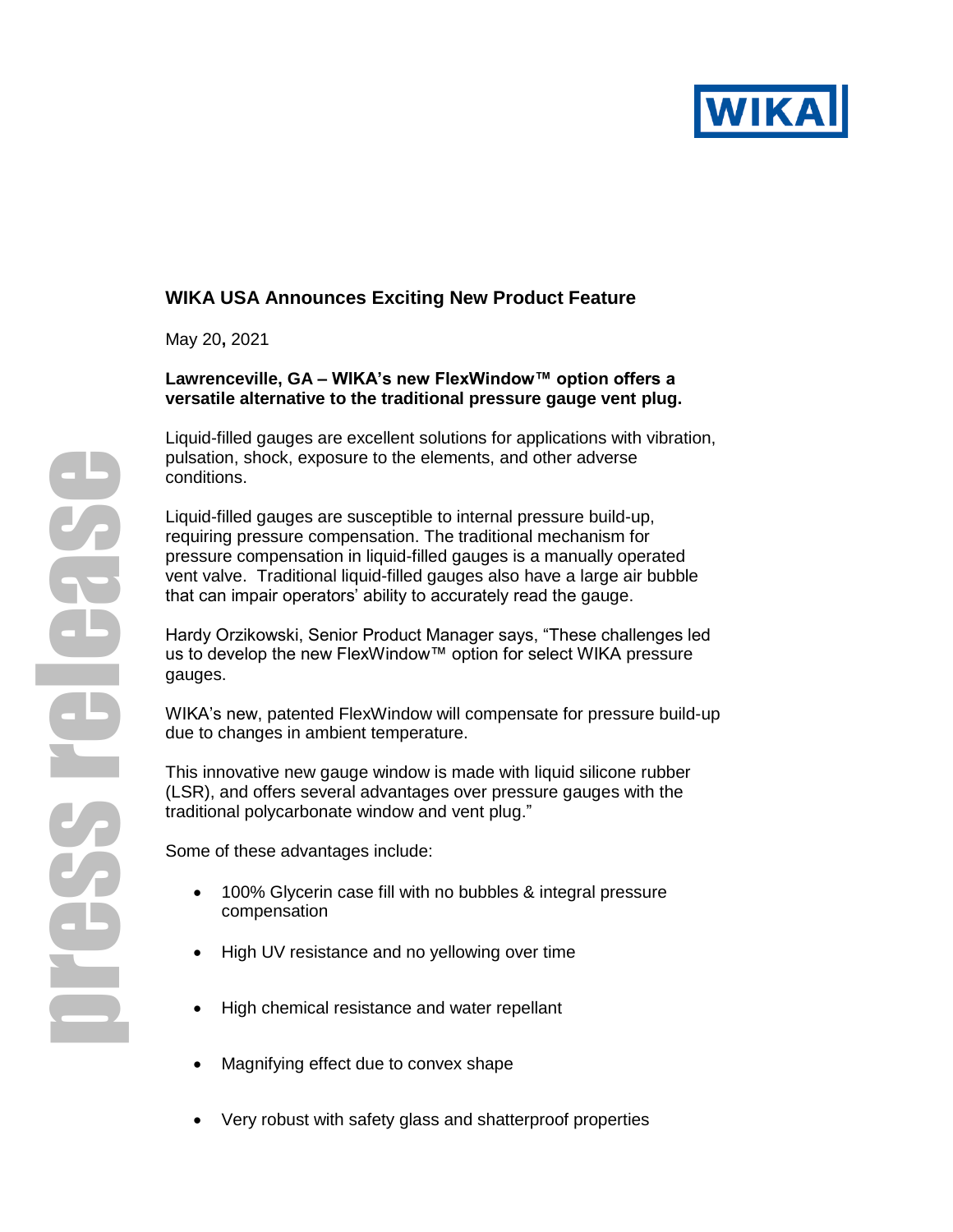## WIKA USA Announces Exciting New Product Feature

May 20, 2021

**Lawrenceville, GA – WIKA's new FlexWindow™ option offers a versatile alternative to the traditional pressure gauge vent plug.**

Liquid-filled gauges are excellent solutions for applications with vibration, pulsation, shock, exposure to the elements, and other adverse conditions.

Liquid-filled gauges are susceptible to internal pressure build-up, requiring pressure compensation. The traditional mechanism for pressure compensation in liquid-filled gauges is a manually operated vent valve. Traditional liquid-filled gauges also have a large air bubble that can impair operators' ability to accurately read the gauge.

Hardy Orzikowski, Senior Product Manager says, "These challenges led us to develop the new FlexWindow™ option for select WIKA pressure gauges.

WIKA's new, patented FlexWindow will compensate for pressure build-up due to changes in ambient temperature.

This innovative new gauge window is made with liquid silicone rubber (LSR), and offers several advantages over pressure gauges with the traditional polycarbonate window and vent plug."

Some of these advantages include:

- 100% Glycerin case fill with no bubbles & integral pressure compensation
- High UV resistance and no yellowing over time
- High chemical resistance and water repellant
- Magnifying effect due to convex shape
- Very robust with safety glass and shatterproof properties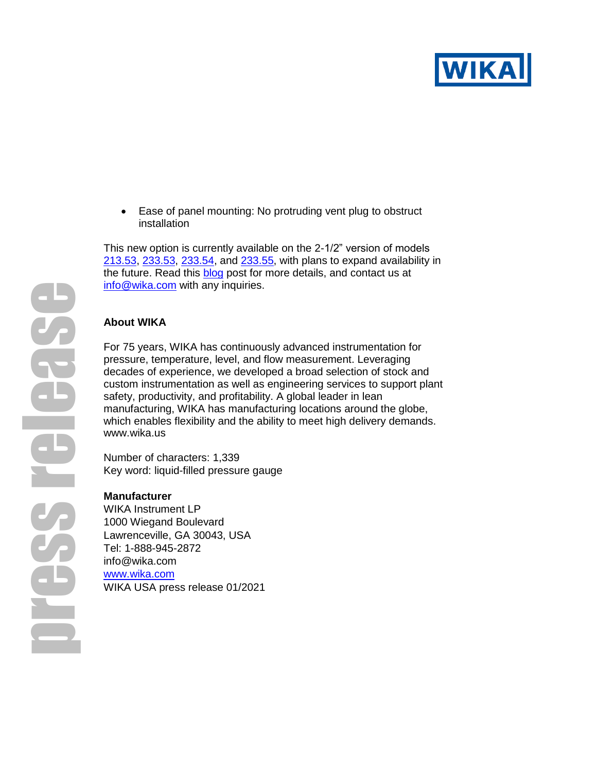- Ease of panel mounting: No protruding vent plug to obstruct installation

This new option is currently available on the 2-1/2" version of models 213.53, 233.53, 233.54, and 233.55, with plans to expand availability in the future. Read this blog post for more details, and contact us at info@wika.com with any inquiries.

**About WIKA**

For 75 years, WIKA has continuously advanced instrumentation for pressure, temperature, level, and flow measurement. Leveraging decades of experience, we developed a broad selection of stock and custom instrumentation as well as engineering services to support plant safety, productivity, and profitability. A global leader in lean manufacturing, WIKA has manufacturing locations around the globe, which enables flexibility and the ability to meet high delivery demands. www.wika.us

Number of characters: 1,339
Key word: liquid-filled pressure gauge

**Manufacturer**
WIKA Instrument LP
1000 Wiegand Boulevard
Lawrenceville, GA 30043, USA
Tel: 1-888-945-2872
info@wika.com
www.wika.com
WIKA USA press release 01/2021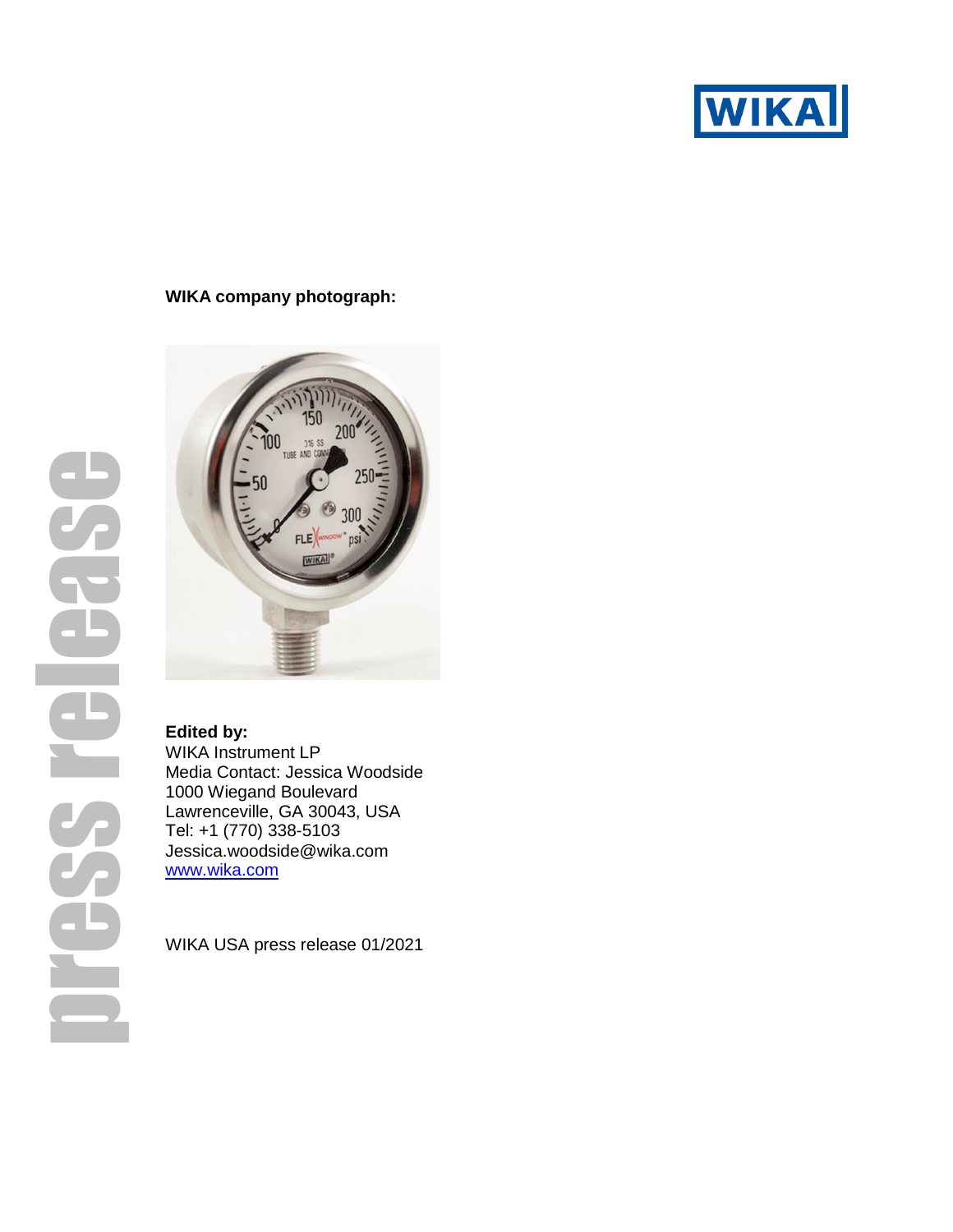**WIKA company photograph:**

**Edited by:**
WIKA Instrument LP
Media Contact: Jessica Woodside
1000 Wiegand Boulevard
Lawrenceville, GA 30043, USA
Tel: +1 (770) 338-5103
Jessica.woodside@wika.com
[www.wika.com](http://www.wika.com)

WIKA USA press release 01/2021